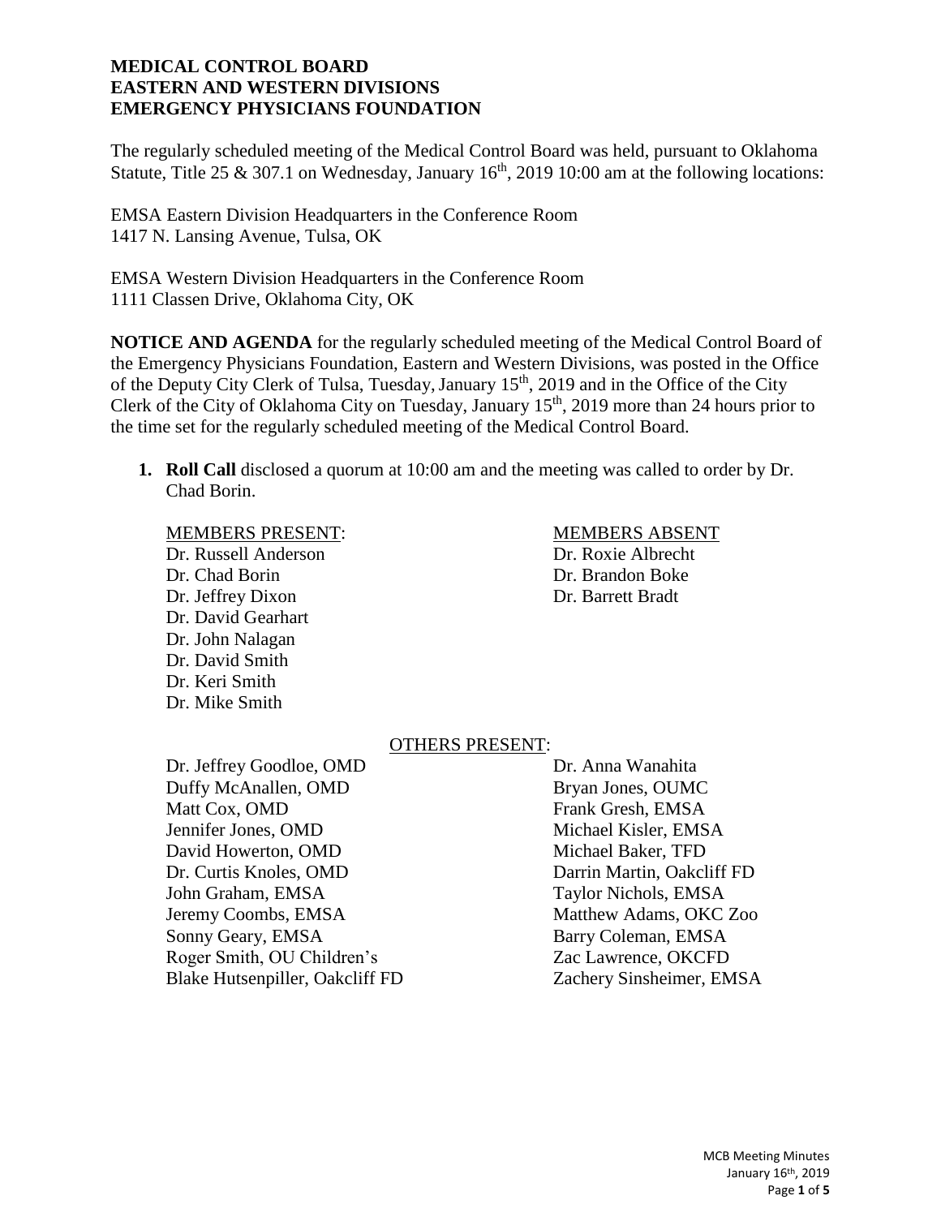**MEDICAL CONTROL BOARD**
**EASTERN AND WESTERN DIVISIONS**
**EMERGENCY PHYSICIANS FOUNDATION**

The regularly scheduled meeting of the Medical Control Board was held, pursuant to Oklahoma Statute, Title 25 & 307.1 on Wednesday, January 16th, 2019 10:00 am at the following locations:

EMSA Eastern Division Headquarters in the Conference Room
1417 N. Lansing Avenue, Tulsa, OK

EMSA Western Division Headquarters in the Conference Room
1111 Classen Drive, Oklahoma City, OK

**NOTICE AND AGENDA** for the regularly scheduled meeting of the Medical Control Board of the Emergency Physicians Foundation, Eastern and Western Divisions, was posted in the Office of the Deputy City Clerk of Tulsa, Tuesday, January 15th, 2019 and in the Office of the City Clerk of the City of Oklahoma City on Tuesday, January 15th, 2019 more than 24 hours prior to the time set for the regularly scheduled meeting of the Medical Control Board.

1. **Roll Call** disclosed a quorum at 10:00 am and the meeting was called to order by Dr. Chad Borin.

MEMBERS PRESENT:
Dr. Russell Anderson
Dr. Chad Borin
Dr. Jeffrey Dixon
Dr. David Gearhart
Dr. John Nalagan
Dr. David Smith
Dr. Keri Smith
Dr. Mike Smith

MEMBERS ABSENT
Dr. Roxie Albrecht
Dr. Brandon Boke
Dr. Barrett Bradt

OTHERS PRESENT:
Dr. Jeffrey Goodloe, OMD
Duffy McAnallen, OMD
Matt Cox, OMD
Jennifer Jones, OMD
David Howerton, OMD
Dr. Curtis Knoles, OMD
John Graham, EMSA
Jeremy Coombs, EMSA
Sonny Geary, EMSA
Roger Smith, OU Children's
Blake Hutsenpiller, Oakcliff FD
Dr. Anna Wanahita
Bryan Jones, OUMC
Frank Gresh, EMSA
Michael Kisler, EMSA
Michael Baker, TFD
Darrin Martin, Oakcliff FD
Taylor Nichols, EMSA
Matthew Adams, OKC Zoo
Barry Coleman, EMSA
Zac Lawrence, OKCFD
Zachery Sinsheimer, EMSA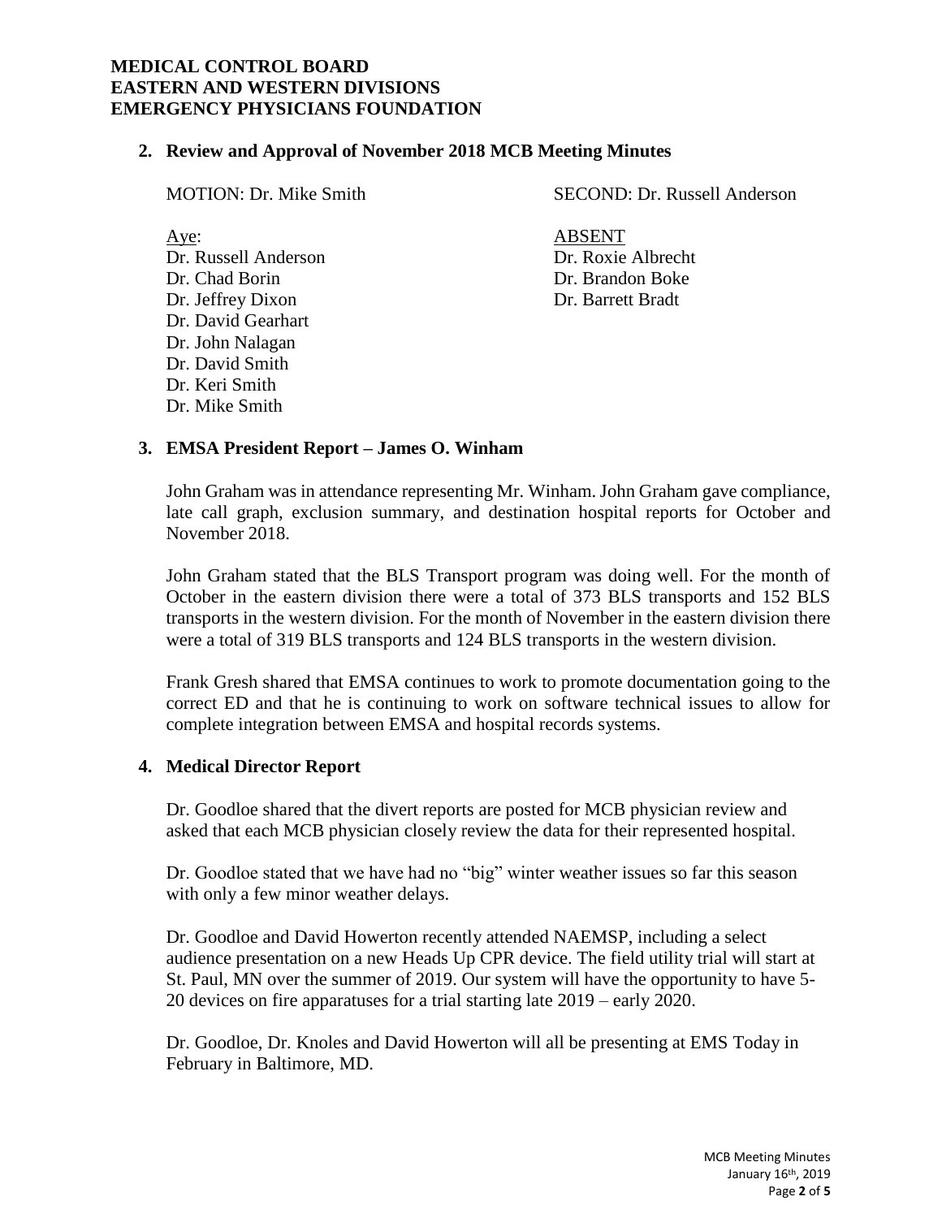**MEDICAL CONTROL BOARD**
**EASTERN AND WESTERN DIVISIONS**
**EMERGENCY PHYSICIANS FOUNDATION**

## 2. Review and Approval of November 2018 MCB Meeting Minutes

MOTION: Dr. Mike Smith

SECOND: Dr. Russell Anderson

Aye:
Dr. Russell Anderson
Dr. Chad Borin
Dr. Jeffrey Dixon
Dr. David Gearhart
Dr. John Nalagan
Dr. David Smith
Dr. Keri Smith
Dr. Mike Smith

ABSENT
Dr. Roxie Albrecht
Dr. Brandon Boke
Dr. Barrett Bradt

## 3. EMSA President Report – James O. Winham

John Graham was in attendance representing Mr. Winham. John Graham gave compliance, late call graph, exclusion summary, and destination hospital reports for October and November 2018.

John Graham stated that the BLS Transport program was doing well. For the month of October in the eastern division there were a total of 373 BLS transports and 152 BLS transports in the western division. For the month of November in the eastern division there were a total of 319 BLS transports and 124 BLS transports in the western division.

Frank Gresh shared that EMSA continues to work to promote documentation going to the correct ED and that he is continuing to work on software technical issues to allow for complete integration between EMSA and hospital records systems.

## 4. Medical Director Report

Dr. Goodloe shared that the divert reports are posted for MCB physician review and asked that each MCB physician closely review the data for their represented hospital.

Dr. Goodloe stated that we have had no "big" winter weather issues so far this season with only a few minor weather delays.

Dr. Goodloe and David Howerton recently attended NAEMSP, including a select audience presentation on a new Heads Up CPR device. The field utility trial will start at St. Paul, MN over the summer of 2019. Our system will have the opportunity to have 5-20 devices on fire apparatuses for a trial starting late 2019 – early 2020.

Dr. Goodloe, Dr. Knoles and David Howerton will all be presenting at EMS Today in February in Baltimore, MD.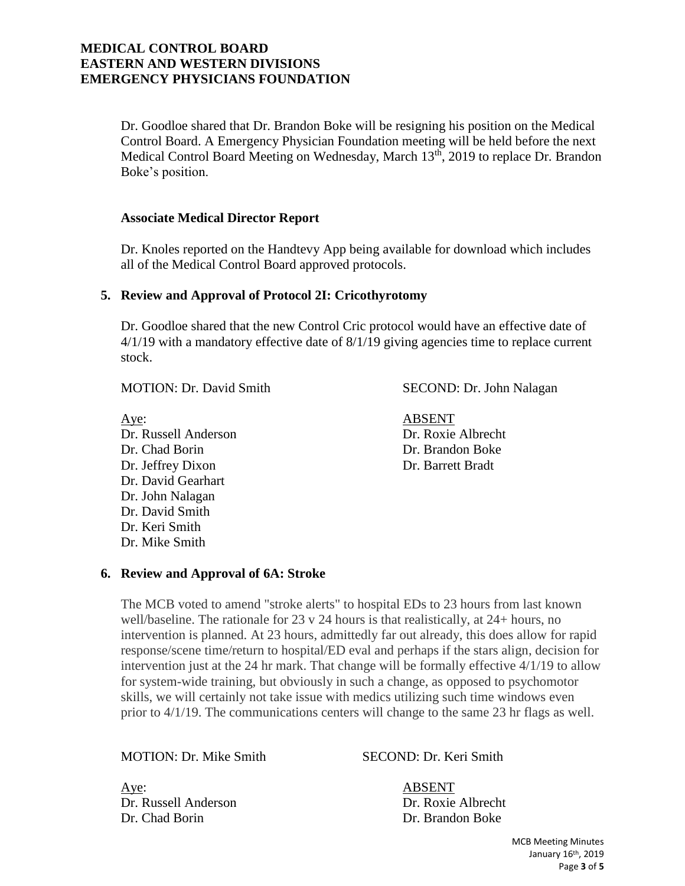Dr. Goodloe shared that Dr. Brandon Boke will be resigning his position on the Medical Control Board. A Emergency Physician Foundation meeting will be held before the next Medical Control Board Meeting on Wednesday, March 13th, 2019 to replace Dr. Brandon Boke's position.

**Associate Medical Director Report**

Dr. Knoles reported on the Handtevy App being available for download which includes all of the Medical Control Board approved protocols.

**5. Review and Approval of Protocol 2I: Cricothyrotomy**

Dr. Goodloe shared that the new Control Cric protocol would have an effective date of 4/1/19 with a mandatory effective date of 8/1/19 giving agencies time to replace current stock.

MOTION: Dr. David Smith SECOND: Dr. John Nalagan

| Aye: | ABSENT |
|---|---|
| Dr. Russell Anderson | Dr. Roxie Albrecht |
| Dr. Chad Borin | Dr. Brandon Boke |
| Dr. Jeffrey Dixon | Dr. Barrett Bradt |
| Dr. David Gearhart | |
| Dr. John Nalagan | |
| Dr. David Smith | |
| Dr. Keri Smith | |
| Dr. Mike Smith | |

**6. Review and Approval of 6A: Stroke**

The MCB voted to amend "stroke alerts" to hospital EDs to 23 hours from last known well/baseline. The rationale for 23 v 24 hours is that realistically, at 24+ hours, no intervention is planned. At 23 hours, admittedly far out already, this does allow for rapid response/scene time/return to hospital/ED eval and perhaps if the stars align, decision for intervention just at the 24 hr mark. That change will be formally effective 4/1/19 to allow for system-wide training, but obviously in such a change, as opposed to psychomotor skills, we will certainly not take issue with medics utilizing such time windows even prior to 4/1/19. The communications centers will change to the same 23 hr flags as well.

MOTION: Dr. Mike Smith SECOND: Dr. Keri Smith

| Aye: | ABSENT |
|---|---|
| Dr. Russell Anderson | Dr. Roxie Albrecht |
| Dr. Chad Borin | Dr. Brandon Boke |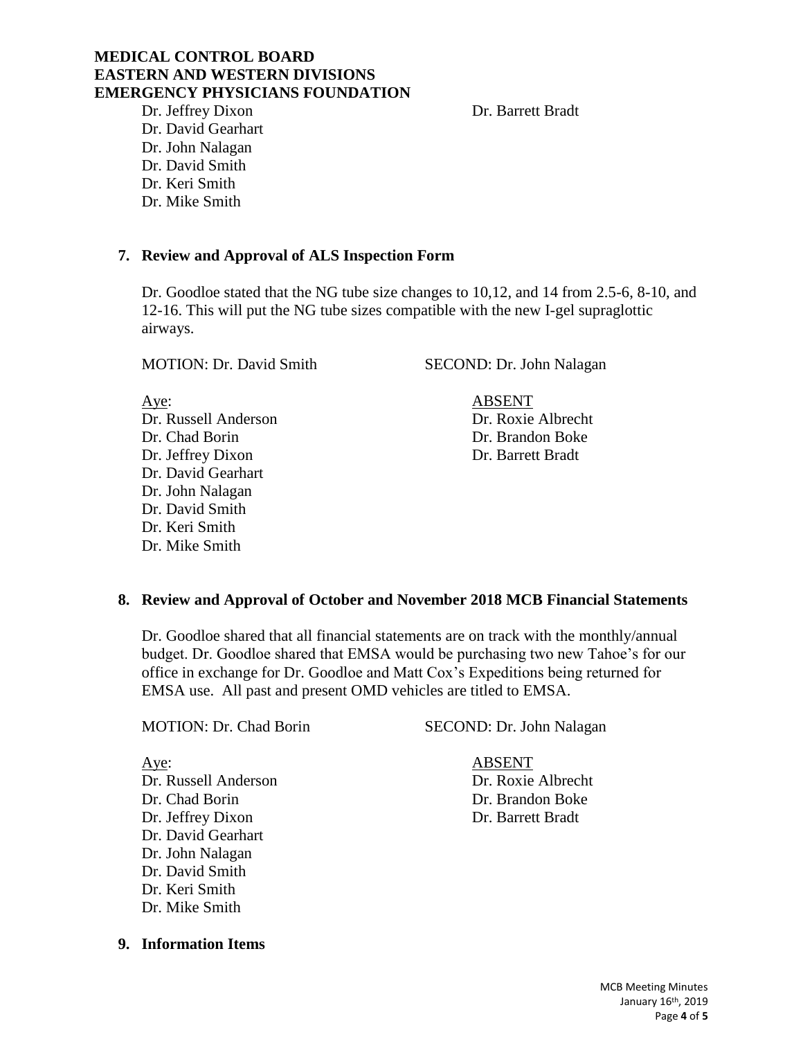Dr. Jeffrey Dixon
Dr. David Gearhart
Dr. John Nalagan
Dr. David Smith
Dr. Keri Smith
Dr. Mike Smith

Dr. Barrett Bradt

**7. Review and Approval of ALS Inspection Form**

Dr. Goodloe stated that the NG tube size changes to 10,12, and 14 from 2.5-6, 8-10, and 12-16. This will put the NG tube sizes compatible with the new I-gel supraglottic airways.

MOTION: Dr. David Smith SECOND: Dr. John Nalagan

| Aye: | ABSENT |
|---|---|
| Dr. Russell Anderson | Dr. Roxie Albrecht |
| Dr. Chad Borin | Dr. Brandon Boke |
| Dr. Jeffrey Dixon | Dr. Barrett Bradt |
| Dr. David Gearhart | |
| Dr. John Nalagan | |
| Dr. David Smith | |
| Dr. Keri Smith | |
| Dr. Mike Smith | |

**8. Review and Approval of October and November 2018 MCB Financial Statements**

Dr. Goodloe shared that all financial statements are on track with the monthly/annual budget. Dr. Goodloe shared that EMSA would be purchasing two new Tahoe's for our office in exchange for Dr. Goodloe and Matt Cox's Expeditions being returned for EMSA use. All past and present OMD vehicles are titled to EMSA.

MOTION: Dr. Chad Borin SECOND: Dr. John Nalagan

| Aye: | ABSENT |
|---|---|
| Dr. Russell Anderson | Dr. Roxie Albrecht |
| Dr. Chad Borin | Dr. Brandon Boke |
| Dr. Jeffrey Dixon | Dr. Barrett Bradt |
| Dr. David Gearhart | |
| Dr. John Nalagan | |
| Dr. David Smith | |
| Dr. Keri Smith | |
| Dr. Mike Smith | |

**9. Information Items**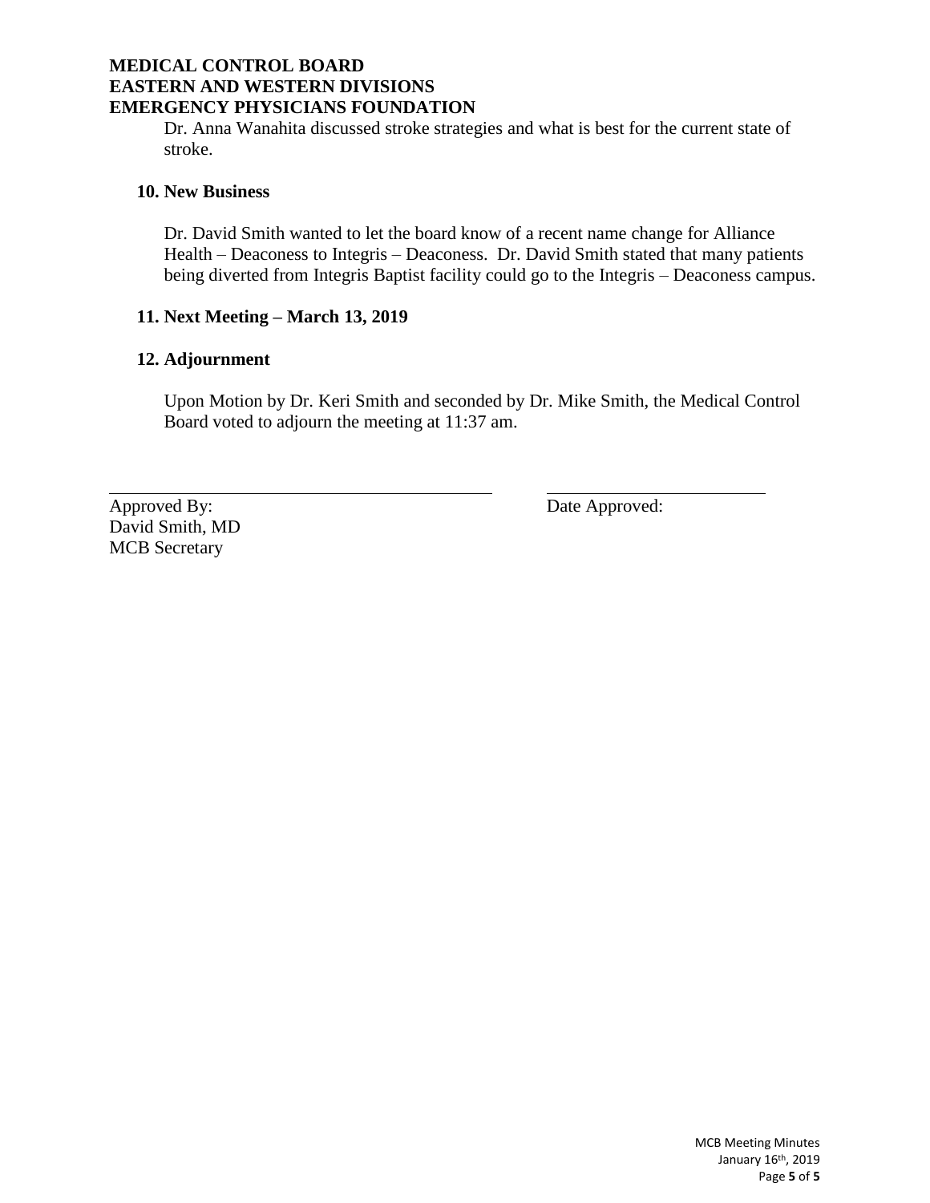Dr. Anna Wanahita discussed stroke strategies and what is best for the current state of stroke.

### 10. New Business

Dr. David Smith wanted to let the board know of a recent name change for Alliance Health – Deaconess to Integris – Deaconess. Dr. David Smith stated that many patients being diverted from Integris Baptist facility could go to the Integris – Deaconess campus.

### 11. Next Meeting – March 13, 2019

### 12. Adjournment

Upon Motion by Dr. Keri Smith and seconded by Dr. Mike Smith, the Medical Control Board voted to adjourn the meeting at 11:37 am.

Approved By:
David Smith, MD
MCB Secretary

Date Approved: